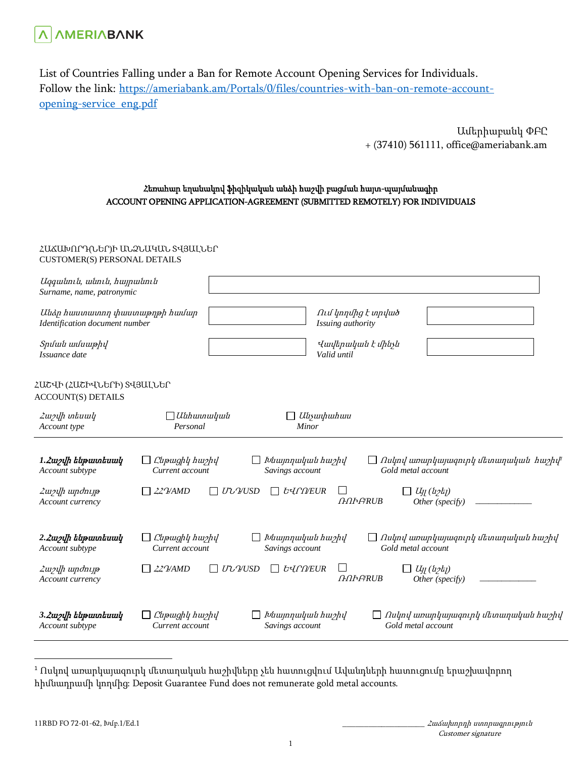AMERIABANK

List of Countries Falling under a Ban for Remote Account Opening Services for Individuals.
Follow the link: [https://ameriabank.am/Portals/0/files/countries-with-ban-on-remote-account-opening-service_eng.pdf](https://ameriabank.am/Portals/0/files/countries-with-ban-on-remote-account-opening-service_eng.pdf)

Ամերիաբանկ ՓԲԸ
+ (37410) 561111, office@ameriabank.am

**Հեռահար եղանակով ֆիզիկական անձի հաշվի բացման հայտ-պայմանագիր**
**ACCOUNT OPENING APPLICATION-AGREEMENT (SUBMITTED REMOTELY) FOR INDIVIDUALS**

ՀԱՃԱԽՈՐԴ(ՆԵՐ)Ի ԱՆՁՆԱԿԱՆ ՏՎՅԱԼՆԵՐ
CUSTOMER(S) PERSONAL DETAILS

| | | | |
|---|---|---|---|
| *Ազգանուն, անուն, հայրանուն* *Surname, name, patronymic* | | | |
| *Անձը հաստատող փաստաթղթի համար* *Identification document number* | | *Ում կողմից է տրված* *Issuing authority* | |
| *Տրման ամսաթիվ* *Issuance date* | | *Վավերական է մինչև* *Valid until* | |

ՀԱՇՎԻ (ՀԱՇԻՎՆԵՐԻ) ՏՎՅԱԼՆԵՐ
ACCOUNT(S) DETAILS

| | | |
|---|---|---|
| *Հաշվի տեսակ* *Account type* | ☐ *Անհատական* *Personal* | ☐ *Անչափահաս* *Minor* |

| | | | | | |
|---|---|---|---|---|---|
| ***1.Հաշվի ենթատեսակ*** *Account subtype* | ☐ *Ընթացիկ հաշիվ* *Current account* | ☐ *Խնայողական հաշիվ* *Savings account* | ☐ *Ոսկով առարկայազուրկ մետաղական հաշիվ*[1] *Gold metal account* | | |
| *Հաշվի արժույթ* *Account currency* | ☐ *ՀՀԴ/AMD* | ☐ *ՄՆԴ/USD* | ☐ *ԵՎՐՈ/EUR* | ☐ *ՌՈՒԲ/RUB* | ☐ *Այլ (նշել)* *Other (specify)* ____________ |
| ***2.Հաշվի ենթատեսակ*** *Account subtype* | ☐ *Ընթացիկ հաշիվ* *Current account* | ☐ *Խնայողական հաշիվ* *Savings account* | ☐ *Ոսկով առարկայազուրկ մետաղական հաշիվ* *Gold metal account* | | |
| *Հաշվի արժույթ* *Account currency* | ☐ *ՀՀԴ/AMD* | ☐ *ՄՆԴ/USD* | ☐ *ԵՎՐՈ/EUR* | ☐ *ՌՈՒԲ/RUB* | ☐ *Այլ (նշել)* *Other (specify)* ____________ |
| ***3.Հաշվի ենթատեսակ*** *Account subtype* | ☐ *Ընթացիկ հաշիվ* *Current account* | ☐ *Խնայողական հաշիվ* *Savings account* | ☐ *Ոսկով առարկայազուրկ մետաղական հաշիվ* *Gold metal account* | | |

[1] Ոսկով առարկայազուրկ մետաղական հաշիվները չեն հատուցվում Ավանդների հատուցումը երաշխավորող հիմնադրամի կողմից: Deposit Guarantee Fund does not remunerate gold metal accounts.

11RBD FO 72-01-62, Խմբ.1/Ed.1

____________________ *Հաճախորդի ստորագրություն* *Customer signature*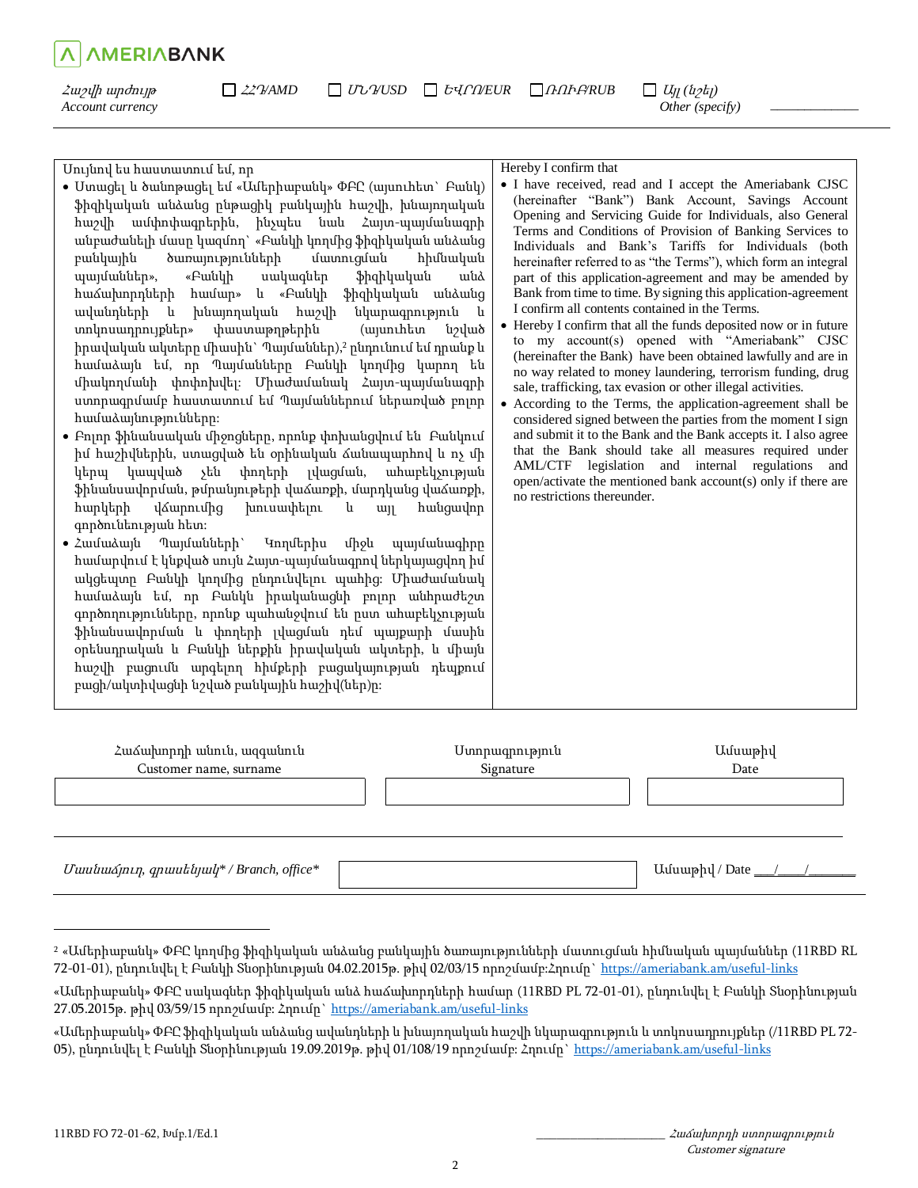**AMERIABANK**

| *Հաշվի արժույթ* Account currency | ☐ *ՀՀԴ/AMD* | ☐ *ՄՆԴ/USD* | ☐ *ԵՎՐՈ/EUR* | ☐ *ՌՈՒԲ/RUB* | ☐ *Այլ (նշել)* Other (specify) | ____________ |
|---|---|---|---|---|---|---|

| Սույնով ես հաստատում եմ, որ | Hereby I confirm that |
|---|---|
| • Ստացել և ծանոթացել եմ «Ամերիաբանկ» ՓԲԸ (այսուհետ՝ Բանկ) ֆիզիկական անձանց ընթացիկ բանկային հաշվի, խնայողական հաշվի ամփոփագրերին, ինչպես նաև Հայտ-պայմանագրի անբաժանելի մասը կազմող՝ «Բանկի կողմից ֆիզիկական անձանց բանկային ծառայությունների մատուցման հիմնական պայմաններ», «Բանկի սակագներ ֆիզիկական անձ հաճախորդների համար» և «Բանկի ֆիզիկական անձանց ավանդների և խնայողական հաշվի նկարագրություն և տոկոսադրույքներ» փաստաթղթերին (այսուհետ նշված իրավական ակտերը միասին՝ Պայմաններ),[2] ընդունում եմ դրանք և համաձայն եմ, որ Պայմանները Բանկի կողմից կարող են միակողմանի փոփոխվել: Միաժամանակ Հայտ-պայմանագրի ստորագրմամբ հաստատում եմ Պայմաններում ներառված բոլոր համաձայնությունները: | • I have received, read and I accept the Ameriabank CJSC (hereinafter "Bank") Bank Account, Savings Account Opening and Servicing Guide for Individuals, also General Terms and Conditions of Provision of Banking Services to Individuals and Bank's Tariffs for Individuals (both hereinafter referred to as "the Terms"), which form an integral part of this application-agreement and may be amended by Bank from time to time. By signing this application-agreement I confirm all contents contained in the Terms. |
| • Բոլոր ֆինանսական միջոցները, որոնք փոխանցվում են Բանկում իմ հաշիվներին, ստացված են օրինական ճանապարհով և ոչ մի կերպ կապված չեն փողերի լվացման, ահաբեկչության ֆինանսավորման, թմրանյութերի վաճառքի, մարդկանց վաճառքի, հարկերի վճարումից խուսափելու և այլ հանցավոր գործունեության հետ: | • Hereby I confirm that all the funds deposited now or in future to my account(s) opened with "Ameriabank" CJSC (hereinafter the Bank) have been obtained lawfully and are in no way related to money laundering, terrorism funding, drug sale, trafficking, tax evasion or other illegal activities. |
| • Համաձայն Պայմանների՝ Կողմերիս միջև պայմանագիրը համարվում է կնքված սույն Հայտ-պայմանագրով ներկայացվող իմ ակցեպտը Բանկի կողմից ընդունվելու պահից: Միաժամանակ համաձայն եմ, որ Բանկն իրականացնի բոլոր անհրաժեշտ գործողությունները, որոնք պահանջվում են ըստ ահաբեկչության ֆինանսավորման և փողերի լվացման դեմ պայքարի մասին օրենսդրական և Բանկի ներքին իրավական ակտերի, և միայն հաշվի բացումն արգելող հիմքերի բացակայության դեպքում բացի/ակտիվացնի նշված բանկային հաշիվ(ներ)ը: | • According to the Terms, the application-agreement shall be considered signed between the parties from the moment I sign and submit it to the Bank and the Bank accepts it. I also agree that the Bank should take all measures required under AML/CTF legislation and internal regulations and open/activate the mentioned bank account(s) only if there are no restrictions thereunder. |

| Հաճախորդի անուն, ազգանուն Customer name, surname | Ստորագրություն Signature | Ամսաթիվ Date |
|---|---|---|
| | | |

*Մասնաճյուղ, գրասենյակ\* / Branch, office\** ____________________ Ամսաթիվ / Date ___/___/______

---

[2] «Ամերիաբանկ» ՓԲԸ կողմից ֆիզիկական անձանց բանկային ծառայությունների մատուցման հիմնական պայմաններ (11RBD RL 72-01-01), ընդունվել է Բանկի Տնօրինության 04.02.2015թ. թիվ 02/03/15 որոշմամբ:Հղումը՝ https://ameriabank.am/useful-links

«Ամերիաբանկ» ՓԲԸ սակագներ ֆիզիկական անձ հաճախորդների համար (11RBD PL 72-01-01), ընդունվել է Բանկի Տնօրինության 27.05.2015թ. թիվ 03/59/15 որոշմամբ: Հղումը՝ https://ameriabank.am/useful-links

«Ամերիաբանկ» ՓԲԸ ֆիզիկական անձանց ավանդների և խնայողական հաշվի նկարագրություն և տոկոսադրույքներ (/11RBD PL 72-05), ընդունվել է Բանկի Տնօրինության 19.09.2019թ. թիվ 01/108/19 որոշմամբ: Հղումը՝ https://ameriabank.am/useful-links

11RBD FO 72-01-62, Խմբ.1/Ed.1 ____________________ *Հաճախորդի ստորագրություն* *Customer signature*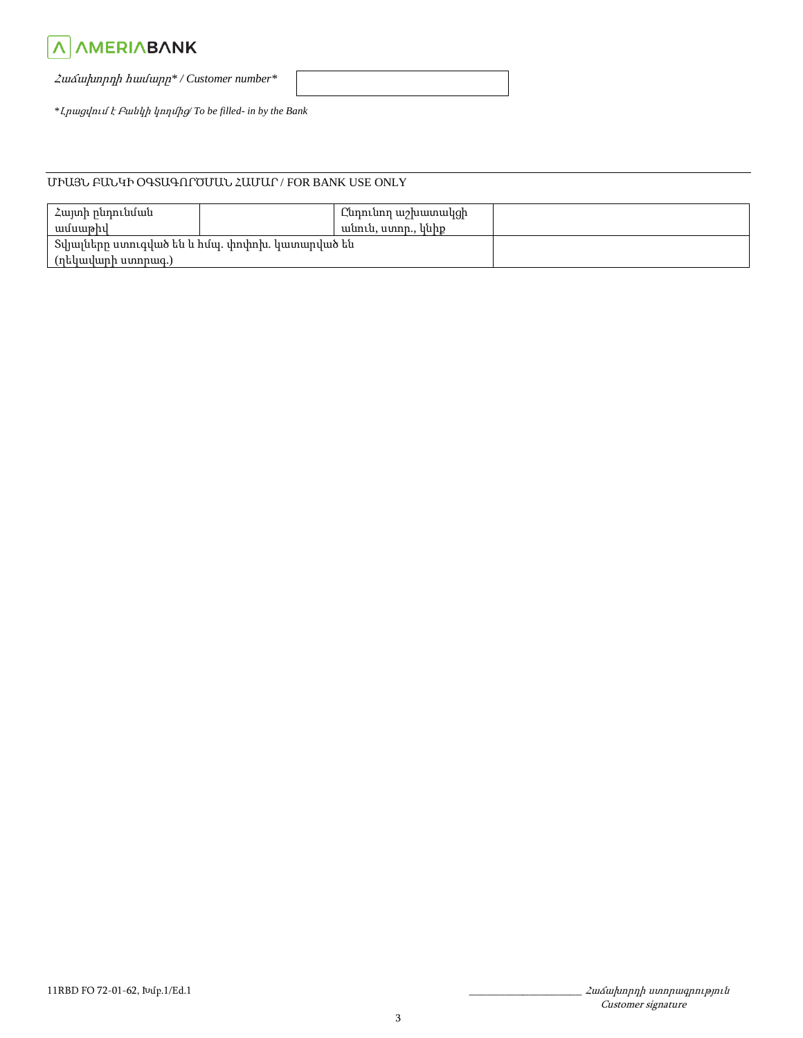**AMERIABANK**

*Հաճախորդի համարը* / Customer number**

| |
|---|
| |

**Լրացվում է Բանկի կողմից/ To be filled- in by the Bank*

## ՄԻԱՅՆ ԲԱՆԿԻ ՕԳՏԱԳՈՐԾՄԱՆ ՀԱՄԱՐ / FOR BANK USE ONLY

| | | | |
|---|---|---|---|
| Հայտի ընդունման ամսաթիվ | | Ընդունող աշխատակցի անուն, ստոր., կնիք | |
| Տվյալները ստուգված են և հմպ. փոփոխ. կատարված են (ղեկավարի ստորագ.) | | | |

11RBD FO 72-01-62, Խմբ.1/Ed.1

_____________________ *Հաճախորդի ստորագրություն*
*Customer signature*